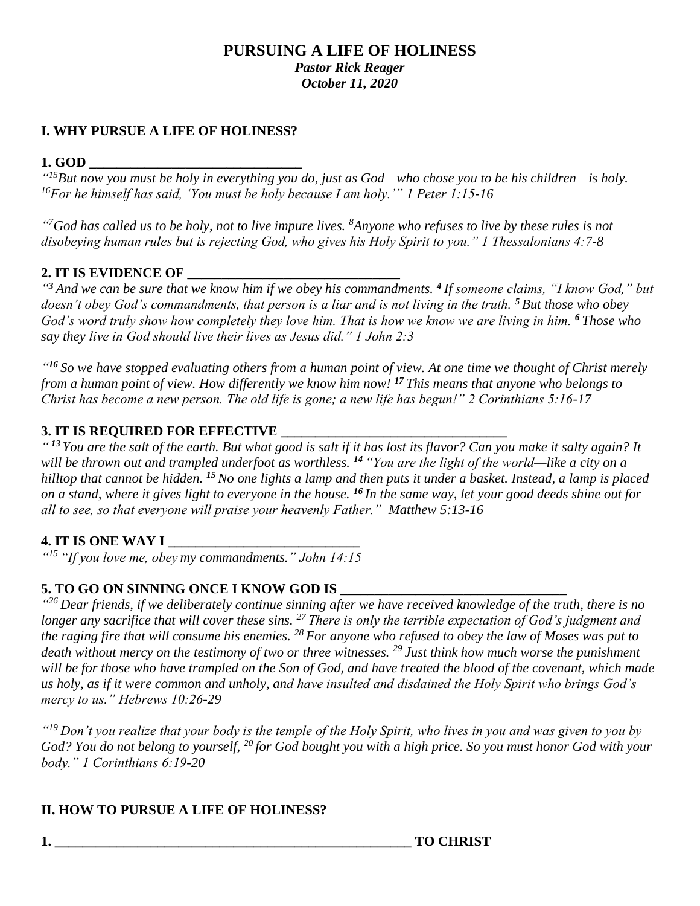# PURSUING A LIFE OF HOLINESS

***Pastor Rick Reager***
***October 11, 2020***

## I. WHY PURSUE A LIFE OF HOLINESS?

### 1. GOD ______________________________

*"[15]But now you must be holy in everything you do, just as God—who chose you to be his children—is holy. [16]For he himself has said, 'You must be holy because I am holy.'" 1 Peter 1:15-16*

*"[7]God has called us to be holy, not to live impure lives. [8]Anyone who refuses to live by these rules is not disobeying human rules but is rejecting God, who gives his Holy Spirit to you." 1 Thessalonians 4:7-8*

### 2. IT IS EVIDENCE OF ______________________________

*"[3] And we can be sure that we know him if we obey his commandments. [4] If someone claims, "I know God," but doesn't obey God's commandments, that person is a liar and is not living in the truth. [5] But those who obey God's word truly show how completely they love him. That is how we know we are living in him. [6] Those who say they live in God should live their lives as Jesus did." 1 John 2:3*

*"[16] So we have stopped evaluating others from a human point of view. At one time we thought of Christ merely from a human point of view. How differently we know him now! [17] This means that anyone who belongs to Christ has become a new person. The old life is gone; a new life has begun!" 2 Corinthians 5:16-17*

### 3. IT IS REQUIRED FOR EFFECTIVE ______________________________

*" [13] You are the salt of the earth. But what good is salt if it has lost its flavor? Can you make it salty again? It will be thrown out and trampled underfoot as worthless. [14] "You are the light of the world—like a city on a hilltop that cannot be hidden. [15] No one lights a lamp and then puts it under a basket. Instead, a lamp is placed on a stand, where it gives light to everyone in the house. [16] In the same way, let your good deeds shine out for all to see, so that everyone will praise your heavenly Father." Matthew 5:13-16*

### 4. IT IS ONE WAY I ________________________

*"[15] "If you love me, obey my commandments." John 14:15*

### 5. TO GO ON SINNING ONCE I KNOW GOD IS ______________________________

*"[26] Dear friends, if we deliberately continue sinning after we have received knowledge of the truth, there is no longer any sacrifice that will cover these sins. [27] There is only the terrible expectation of God's judgment and the raging fire that will consume his enemies. [28] For anyone who refused to obey the law of Moses was put to death without mercy on the testimony of two or three witnesses. [29] Just think how much worse the punishment will be for those who have trampled on the Son of God, and have treated the blood of the covenant, which made us holy, as if it were common and unholy, and have insulted and disdained the Holy Spirit who brings God's mercy to us." Hebrews 10:26-29*

*"[19] Don't you realize that your body is the temple of the Holy Spirit, who lives in you and was given to you by God? You do not belong to yourself, [20] for God bought you with a high price. So you must honor God with your body." 1 Corinthians 6:19-20*

## II. HOW TO PURSUE A LIFE OF HOLINESS?

### 1. ______________________________________________ TO CHRIST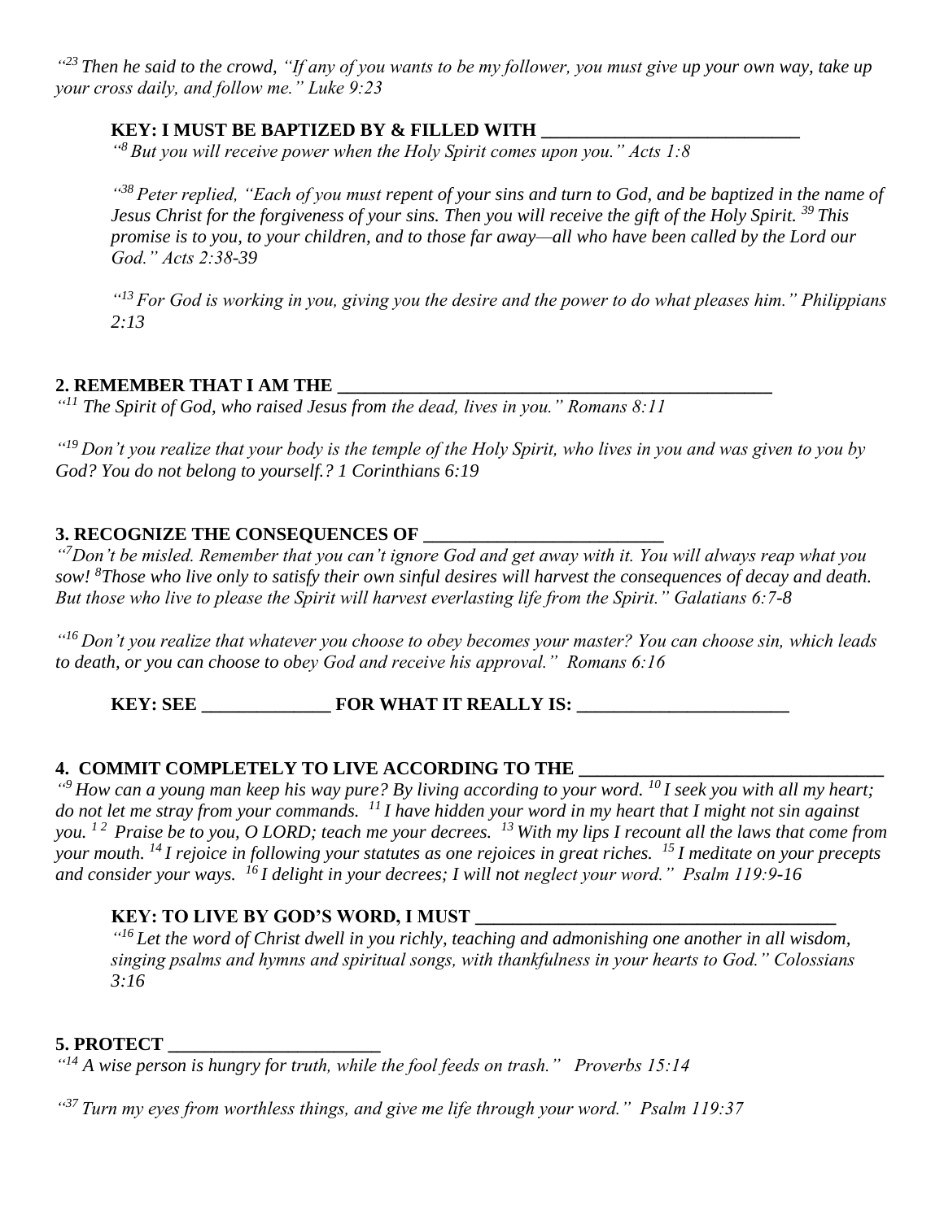*"[23] Then he said to the crowd, "If any of you wants to be my follower, you must give up your own way, take up your cross daily, and follow me." Luke 9:23*

**KEY: I MUST BE BAPTIZED BY & FILLED WITH ___________________________**

*"[8] But you will receive power when the Holy Spirit comes upon you." Acts 1:8*

*"[38] Peter replied, "Each of you must repent of your sins and turn to God, and be baptized in the name of Jesus Christ for the forgiveness of your sins. Then you will receive the gift of the Holy Spirit. [39] This promise is to you, to your children, and to those far away—all who have been called by the Lord our God." Acts 2:38-39*

*"[13] For God is working in you, giving you the desire and the power to do what pleases him." Philippians 2:13*

**2. REMEMBER THAT I AM THE ____________________________________________**

*"[11] The Spirit of God, who raised Jesus from the dead, lives in you." Romans 8:11*

*"[19] Don't you realize that your body is the temple of the Holy Spirit, who lives in you and was given to you by God? You do not belong to yourself.? 1 Corinthians 6:19*

**3. RECOGNIZE THE CONSEQUENCES OF _________________________**

*"[7] Don't be misled. Remember that you can't ignore God and get away with it. You will always reap what you sow! [8] Those who live only to satisfy their own sinful desires will harvest the consequences of decay and death. But those who live to please the Spirit will harvest everlasting life from the Spirit." Galatians 6:7-8*

*"[16] Don't you realize that whatever you choose to obey becomes your master? You can choose sin, which leads to death, or you can choose to obey God and receive his approval." Romans 6:16*

**KEY: SEE _____________ FOR WHAT IT REALLY IS: ______________________**

**4. COMMIT COMPLETELY TO LIVE ACCORDING TO THE _______________________________**

*"[9] How can a young man keep his way pure? By living according to your word. [10] I seek you with all my heart; do not let me stray from your commands. [11] I have hidden your word in my heart that I might not sin against you. [12] Praise be to you, O LORD; teach me your decrees. [13] With my lips I recount all the laws that come from your mouth. [14] I rejoice in following your statutes as one rejoices in great riches. [15] I meditate on your precepts and consider your ways. [16] I delight in your decrees; I will not neglect your word." Psalm 119:9-16*

**KEY: TO LIVE BY GOD'S WORD, I MUST ______________________________________**

*"[16] Let the word of Christ dwell in you richly, teaching and admonishing one another in all wisdom, singing psalms and hymns and spiritual songs, with thankfulness in your hearts to God." Colossians 3:16*

**5. PROTECT ______________________**

*"[14] A wise person is hungry for truth, while the fool feeds on trash." Proverbs 15:14*

*"[37] Turn my eyes from worthless things, and give me life through your word." Psalm 119:37*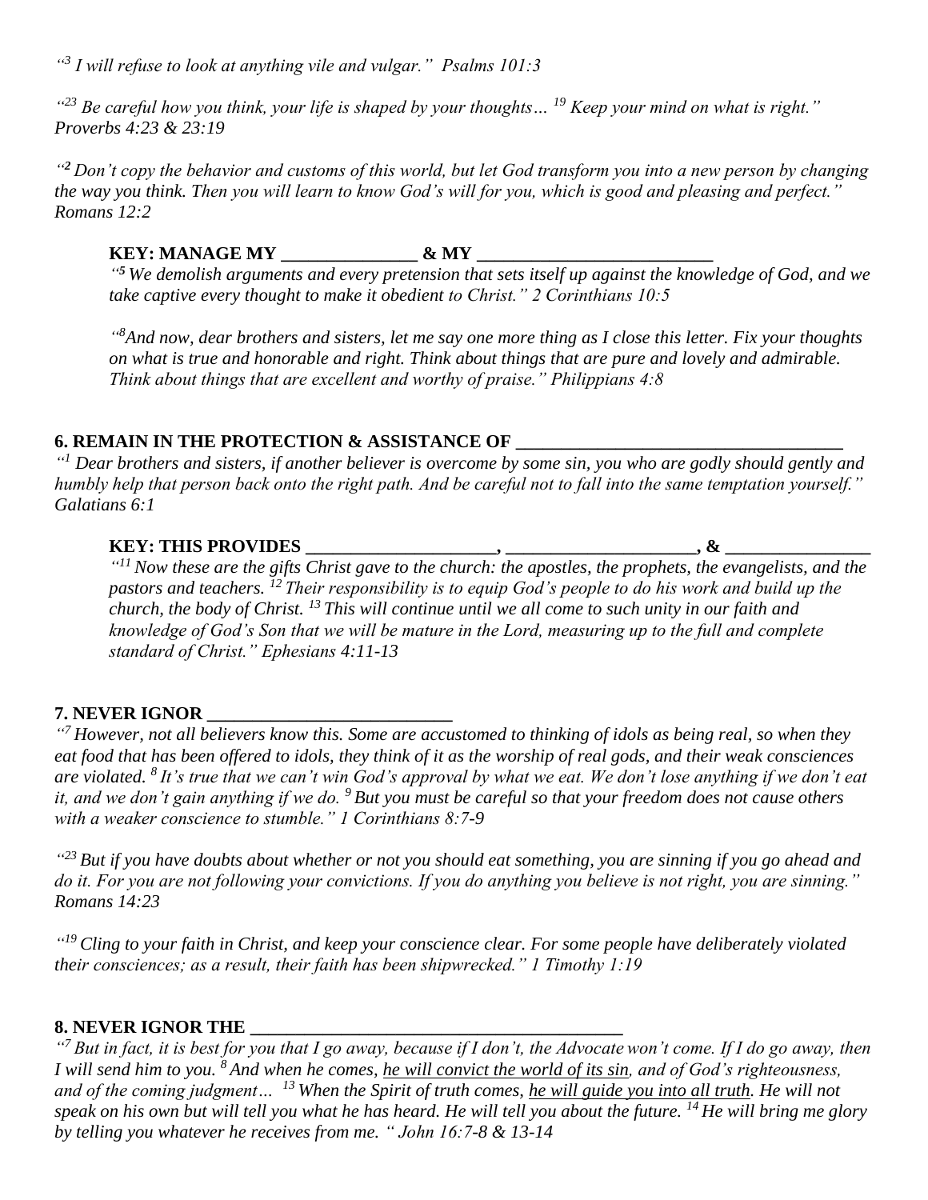*“[3] I will refuse to look at anything vile and vulgar.” Psalms 101:3*

*“[23] Be careful how you think, your life is shaped by your thoughts… [19] Keep your mind on what is right.” Proverbs 4:23 & 23:19*

*“[2] Don’t copy the behavior and customs of this world, but let God transform you into a new person by changing the way you think. Then you will learn to know God’s will for you, which is good and pleasing and perfect.” Romans 12:2*

**KEY: MANAGE MY _______________ & MY ___________________________**

*“[5] We demolish arguments and every pretension that sets itself up against the knowledge of God, and we take captive every thought to make it obedient to Christ.” 2 Corinthians 10:5*

*“[8] And now, dear brothers and sisters, let me say one more thing as I close this letter. Fix your thoughts on what is true and honorable and right. Think about things that are pure and lovely and admirable. Think about things that are excellent and worthy of praise.” Philippians 4:8*

**6. REMAIN IN THE PROTECTION & ASSISTANCE OF _____________________________________**

*“[1] Dear brothers and sisters, if another believer is overcome by some sin, you who are godly should gently and humbly help that person back onto the right path. And be careful not to fall into the same temptation yourself.” Galatians 6:1*

**KEY: THIS PROVIDES _____________________, _____________________, & ________________**

*“[11] Now these are the gifts Christ gave to the church: the apostles, the prophets, the evangelists, and the pastors and teachers. [12] Their responsibility is to equip God’s people to do his work and build up the church, the body of Christ. [13] This will continue until we all come to such unity in our faith and knowledge of God’s Son that we will be mature in the Lord, measuring up to the full and complete standard of Christ.” Ephesians 4:11-13*

**7. NEVER IGNOR ___________________________**

*“[7] However, not all believers know this. Some are accustomed to thinking of idols as being real, so when they eat food that has been offered to idols, they think of it as the worship of real gods, and their weak consciences are violated. [8] It’s true that we can’t win God’s approval by what we eat. We don’t lose anything if we don’t eat it, and we don’t gain anything if we do. [9] But you must be careful so that your freedom does not cause others with a weaker conscience to stumble.” 1 Corinthians 8:7-9*

*“[23] But if you have doubts about whether or not you should eat something, you are sinning if you go ahead and do it. For you are not following your convictions. If you do anything you believe is not right, you are sinning.” Romans 14:23*

*“[19] Cling to your faith in Christ, and keep your conscience clear. For some people have deliberately violated their consciences; as a result, their faith has been shipwrecked.” 1 Timothy 1:19*

**8. NEVER IGNOR THE __________________________________________**

*“[7] But in fact, it is best for you that I go away, because if I don’t, the Advocate won’t come. If I do go away, then I will send him to you. [8] And when he comes, <u>he will convict the world of its sin</u>, and of God’s righteousness, and of the coming judgment… [13] When the Spirit of truth comes, <u>he will guide you into all truth</u>. He will not speak on his own but will tell you what he has heard. He will tell you about the future. [14] He will bring me glory by telling you whatever he receives from me. “ John 16:7-8 & 13-14*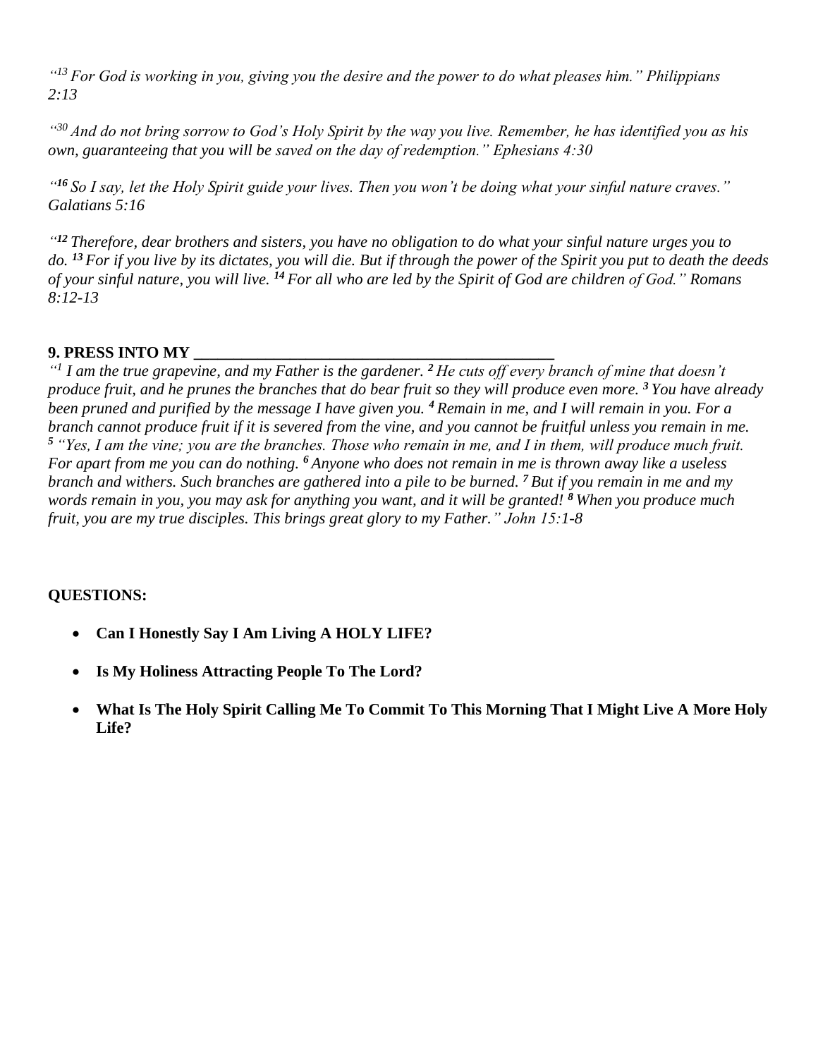*“[13] For God is working in you, giving you the desire and the power to do what pleases him.” Philippians 2:13*

*“[30] And do not bring sorrow to God’s Holy Spirit by the way you live. Remember, he has identified you as his own, guaranteeing that you will be saved on the day of redemption.” Ephesians 4:30*

*“[16] So I say, let the Holy Spirit guide your lives. Then you won’t be doing what your sinful nature craves.” Galatians 5:16*

*“[12] Therefore, dear brothers and sisters, you have no obligation to do what your sinful nature urges you to do. [13] For if you live by its dictates, you will die. But if through the power of the Spirit you put to death the deeds of your sinful nature, you will live. [14] For all who are led by the Spirit of God are children of God.” Romans 8:12-13*

**9. PRESS INTO MY ______________________________________________**

*“[1] I am the true grapevine, and my Father is the gardener. [2] He cuts off every branch of mine that doesn’t produce fruit, and he prunes the branches that do bear fruit so they will produce even more. [3] You have already been pruned and purified by the message I have given you. [4] Remain in me, and I will remain in you. For a branch cannot produce fruit if it is severed from the vine, and you cannot be fruitful unless you remain in me. [5] “Yes, I am the vine; you are the branches. Those who remain in me, and I in them, will produce much fruit. For apart from me you can do nothing. [6] Anyone who does not remain in me is thrown away like a useless branch and withers. Such branches are gathered into a pile to be burned. [7] But if you remain in me and my words remain in you, you may ask for anything you want, and it will be granted! [8] When you produce much fruit, you are my true disciples. This brings great glory to my Father.” John 15:1-8*

**QUESTIONS:**

- **Can I Honestly Say I Am Living A HOLY LIFE?**
- **Is My Holiness Attracting People To The Lord?**
- **What Is The Holy Spirit Calling Me To Commit To This Morning That I Might Live A More Holy Life?**